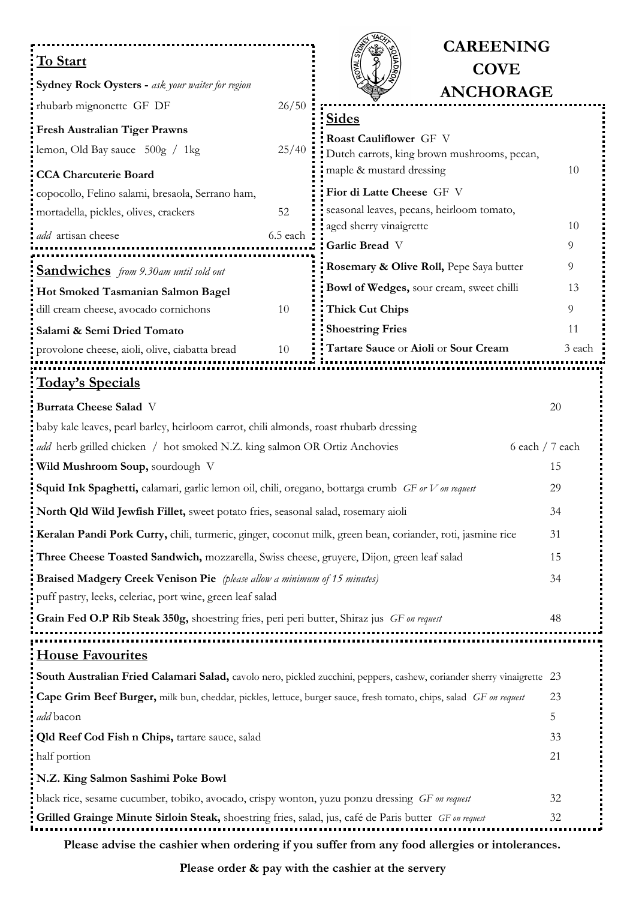# CAREENING COVE ANCHORAGE

## To Start

**Sydney Rock Oysters -** *ask your waiter for region*
rhubarb mignonette GF DF — 26/50

**Fresh Australian Tiger Prawns**
lemon, Old Bay sauce 500g / 1kg — 25/40

**CCA Charcuterie Board**
copocollo, Felino salami, bresaola, Serrano ham, mortadella, pickles, olives, crackers — 52
*add* artisan cheese — 6.5 each

## Sandwiches *from 9.30am until sold out*

**Hot Smoked Tasmanian Salmon Bagel**
dill cream cheese, avocado cornichons — 10

**Salami & Semi Dried Tomato**
provolone cheese, aioli, olive, ciabatta bread — 10

## Sides

**Roast Cauliflower** GF V
Dutch carrots, king brown mushrooms, pecan, maple & mustard dressing — 10

**Fior di Latte Cheese** GF V
seasonal leaves, pecans, heirloom tomato, aged sherry vinaigrette — 10

**Garlic Bread** V — 9

**Rosemary & Olive Roll,** Pepe Saya butter — 9

**Bowl of Wedges,** sour cream, sweet chilli — 13

**Thick Cut Chips** — 9

**Shoestring Fries** — 11

**Tartare Sauce** or **Aioli** or **Sour Cream** — 3 each

## Today's Specials

**Burrata Cheese Salad** V — 20
baby kale leaves, pearl barley, heirloom carrot, chili almonds, roast rhubarb dressing
*add* herb grilled chicken / hot smoked N.Z. king salmon OR Ortiz Anchovies — 6 each / 7 each

**Wild Mushroom Soup,** sourdough V — 15

**Squid Ink Spaghetti,** calamari, garlic lemon oil, chili, oregano, bottarga crumb *GF or V on request* — 29

**North Qld Wild Jewfish Fillet,** sweet potato fries, seasonal salad, rosemary aioli — 34

**Keralan Pandi Pork Curry,** chili, turmeric, ginger, coconut milk, green bean, coriander, roti, jasmine rice — 31

**Three Cheese Toasted Sandwich,** mozzarella, Swiss cheese, gruyere, Dijon, green leaf salad — 15

**Braised Madgery Creek Venison Pie** *(please allow a minimum of 15 minutes)* — 34
puff pastry, leeks, celeriac, port wine, green leaf salad

**Grain Fed O.P Rib Steak 350g,** shoestring fries, peri peri butter, Shiraz jus *GF on request* — 48

## House Favourites

**South Australian Fried Calamari Salad,** cavolo nero, pickled zucchini, peppers, cashew, coriander sherry vinaigrette — 23

**Cape Grim Beef Burger,** milk bun, cheddar, pickles, lettuce, burger sauce, fresh tomato, chips, salad *GF on request* — 23
*add* bacon — 5

**Qld Reef Cod Fish n Chips,** tartare sauce, salad — 33
half portion — 21

**N.Z. King Salmon Sashimi Poke Bowl**
black rice, sesame cucumber, tobiko, avocado, crispy wonton, yuzu ponzu dressing *GF on request* — 32

**Grilled Grainge Minute Sirloin Steak,** shoestring fries, salad, jus, café de Paris butter *GF on request* — 32

**Please advise the cashier when ordering if you suffer from any food allergies or intolerances.**

**Please order & pay with the cashier at the servery**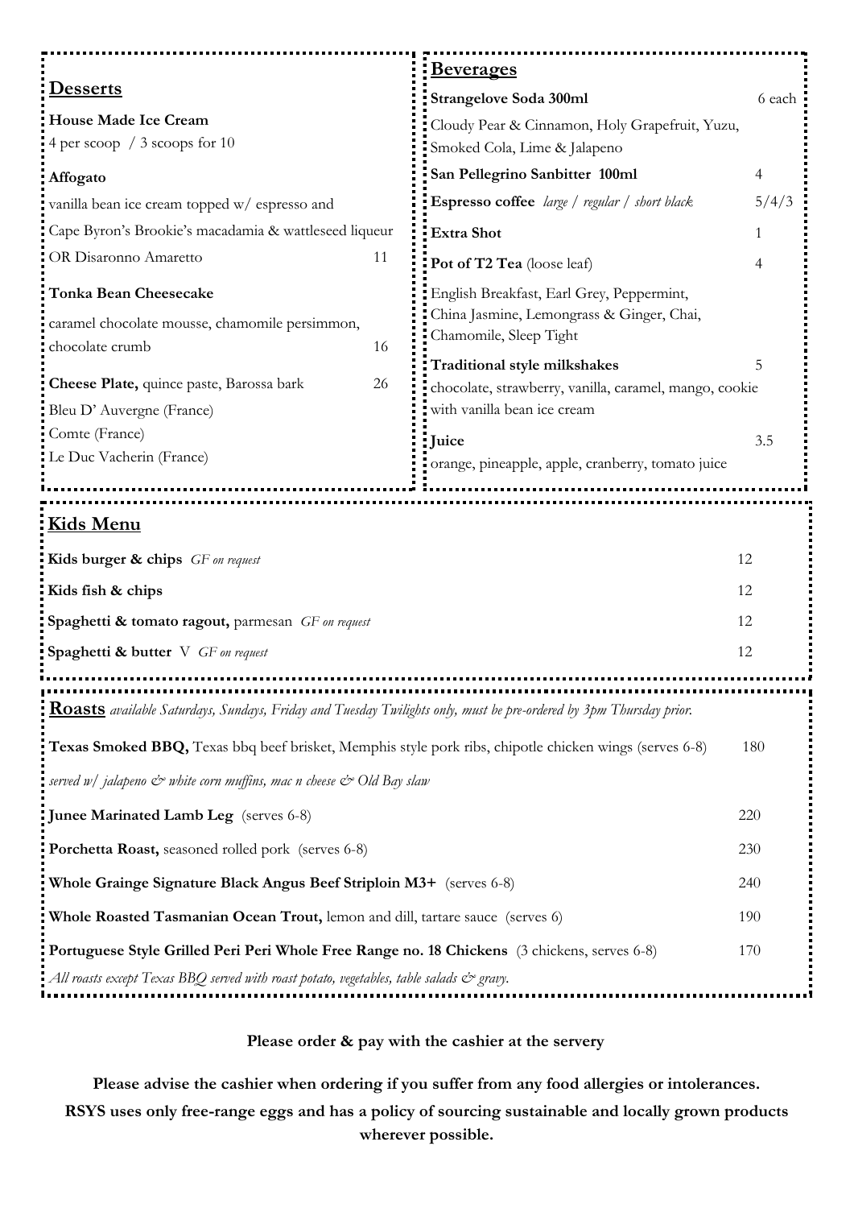## Desserts

**House Made Ice Cream**
4 per scoop / 3 scoops for 10

**Affogato**
vanilla bean ice cream topped w/ espresso and Cape Byron's Brookie's macadamia & wattleseed liqueur OR Disaronno Amaretto — 11

**Tonka Bean Cheesecake**
caramel chocolate mousse, chamomile persimmon, chocolate crumb — 16

**Cheese Plate,** quince paste, Barossa bark — 26
Bleu D' Auvergne (France)
Comte (France)
Le Duc Vacherin (France)

## Beverages

**Strangelove Soda 300ml** — 6 each
Cloudy Pear & Cinnamon, Holy Grapefruit, Yuzu, Smoked Cola, Lime & Jalapeno

**San Pellegrino Sanbitter 100ml** — 4

**Espresso coffee** *large / regular / short black* — 5/4/3

**Extra Shot** — 1

**Pot of T2 Tea** (loose leaf) — 4
English Breakfast, Earl Grey, Peppermint, China Jasmine, Lemongrass & Ginger, Chai, Chamomile, Sleep Tight

**Traditional style milkshakes** — 5
chocolate, strawberry, vanilla, caramel, mango, cookie with vanilla bean ice cream

**Juice** — 3.5
orange, pineapple, apple, cranberry, tomato juice

## Kids Menu

| | |
|---|---|
| **Kids burger & chips** *GF on request* | 12 |
| **Kids fish & chips** | 12 |
| **Spaghetti & tomato ragout,** parmesan *GF on request* | 12 |
| **Spaghetti & butter** V *GF on request* | 12 |

## Roasts

*available Saturdays, Sundays, Friday and Tuesday Twilights only, must be pre-ordered by 3pm Thursday prior.*

| | |
|---|---|
| **Texas Smoked BBQ,** Texas bbq beef brisket, Memphis style pork ribs, chipotle chicken wings (serves 6-8)<br>*served w/ jalapeno & white corn muffins, mac n cheese & Old Bay slaw* | 180 |
| **Junee Marinated Lamb Leg** (serves 6-8) | 220 |
| **Porchetta Roast,** seasoned rolled pork (serves 6-8) | 230 |
| **Whole Grainge Signature Black Angus Beef Striploin M3+** (serves 6-8) | 240 |
| **Whole Roasted Tasmanian Ocean Trout,** lemon and dill, tartare sauce (serves 6) | 190 |
| **Portuguese Style Grilled Peri Peri Whole Free Range no. 18 Chickens** (3 chickens, serves 6-8) | 170 |

*All roasts except Texas BBQ served with roast potato, vegetables, table salads & gravy.*

**Please order & pay with the cashier at the servery**

**Please advise the cashier when ordering if you suffer from any food allergies or intolerances.**
**RSYS uses only free-range eggs and has a policy of sourcing sustainable and locally grown products wherever possible.**